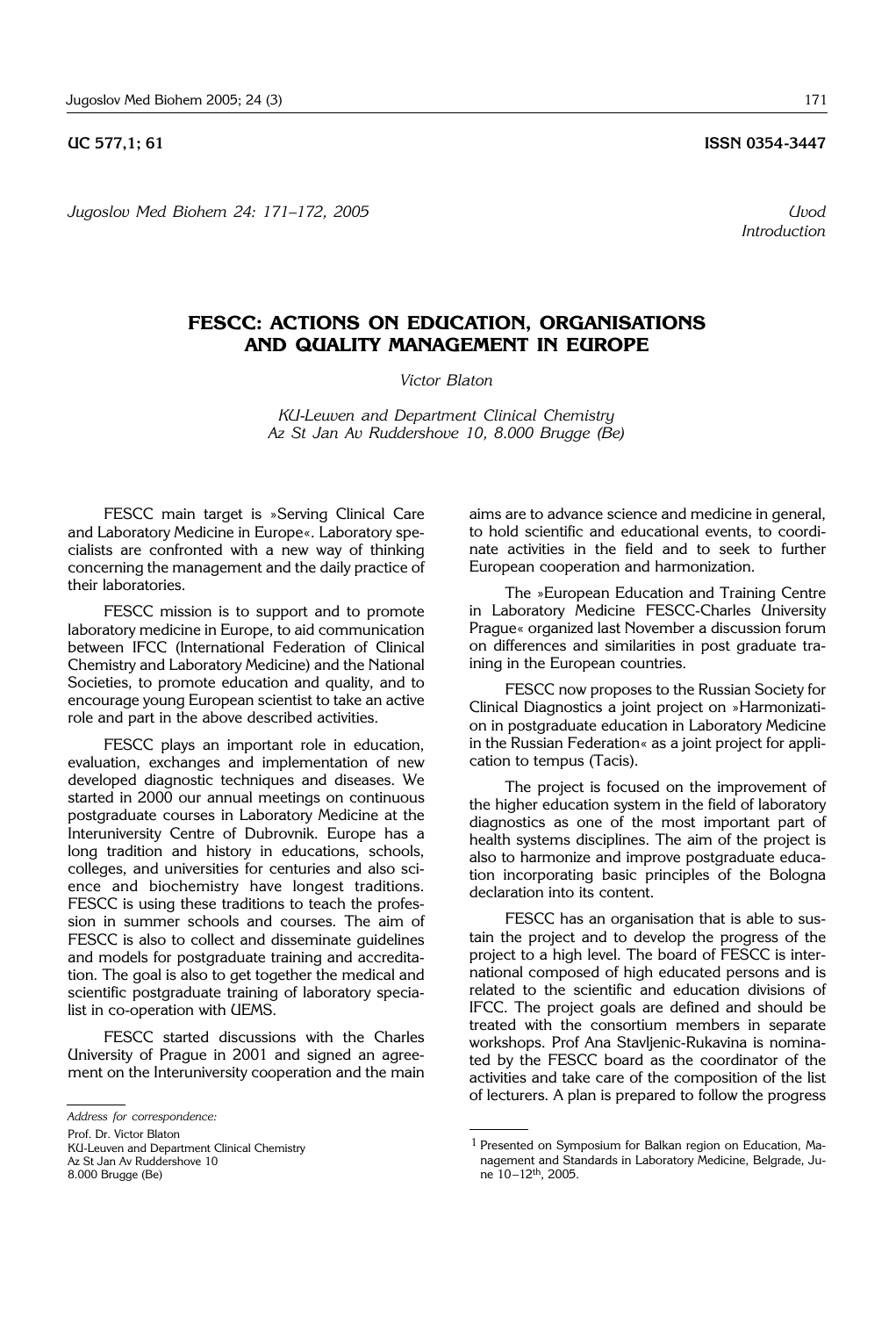UC 577,1; 61 **ISSN 0354-3447**

*Jugoslov Med Biohem 24: 171–172, 2005*

*Uvod*
*Introduction*

# FESCC: ACTIONS ON EDUCATION, ORGANISATIONS AND QUALITY MANAGEMENT IN EUROPE

*Victor Blaton*

*KU-Leuwen and Department Clinical Chemistry*
*Az St Jan Av Ruddershove 10, 8.000 Brugge (Be)*

FESCC main target is »Serving Clinical Care and Laboratory Medicine in Europe«. Laboratory specialists are confronted with a new way of thinking concerning the management and the daily practice of their laboratories.

FESCC mission is to support and to promote laboratory medicine in Europe, to aid communication between IFCC (International Federation of Clinical Chemistry and Laboratory Medicine) and the National Societies, to promote education and quality, and to encourage young European scientist to take an active role and part in the above described activities.

FESCC plays an important role in education, evaluation, exchanges and implementation of new developed diagnostic techniques and diseases. We started in 2000 our annual meetings on continuous postgraduate courses in Laboratory Medicine at the Interuniversity Centre of Dubrovnik. Europe has a long tradition and history in educations, schools, colleges, and universities for centuries and also science and biochemistry have longest traditions. FESCC is using these traditions to teach the profession in summer schools and courses. The aim of FESCC is also to collect and disseminate guidelines and models for postgraduate training and accreditation. The goal is also to get together the medical and scientific postgraduate training of laboratory specialist in co-operation with UEMS.

FESCC started discussions with the Charles University of Prague in 2001 and signed an agreement on the Interuniversity cooperation and the main aims are to advance science and medicine in general, to hold scientific and educational events, to coordinate activities in the field and to seek to further European cooperation and harmonization.

The »European Education and Training Centre in Laboratory Medicine FESCC-Charles University Prague« organized last November a discussion forum on differences and similarities in post graduate training in the European countries.

FESCC now proposes to the Russian Society for Clinical Diagnostics a joint project on »Harmonization in postgraduate education in Laboratory Medicine in the Russian Federation« as a joint project for application to tempus (Tacis).

The project is focused on the improvement of the higher education system in the field of laboratory diagnostics as one of the most important part of health systems disciplines. The aim of the project is also to harmonize and improve postgraduate education incorporating basic principles of the Bologna declaration into its content.

FESCC has an organisation that is able to sustain the project and to develop the progress of the project to a high level. The board of FESCC is international composed of high educated persons and is related to the scientific and education divisions of IFCC. The project goals are defined and should be treated with the consortium members in separate workshops. Prof Ana Stavljenic-Rukavina is nominated by the FESCC board as the coordinator of the activities and take care of the composition of the list of lecturers. A plan is prepared to follow the progress

---

*Address for correspondence:*

Prof. Dr. Victor Blaton
KU-Leuwen and Department Clinical Chemistry
Az St Jan Av Ruddershove 10
8.000 Brugge (Be)

[1] Presented on Symposium for Balkan region on Education, Management and Standards in Laboratory Medicine, Belgrade, June 10–12th, 2005.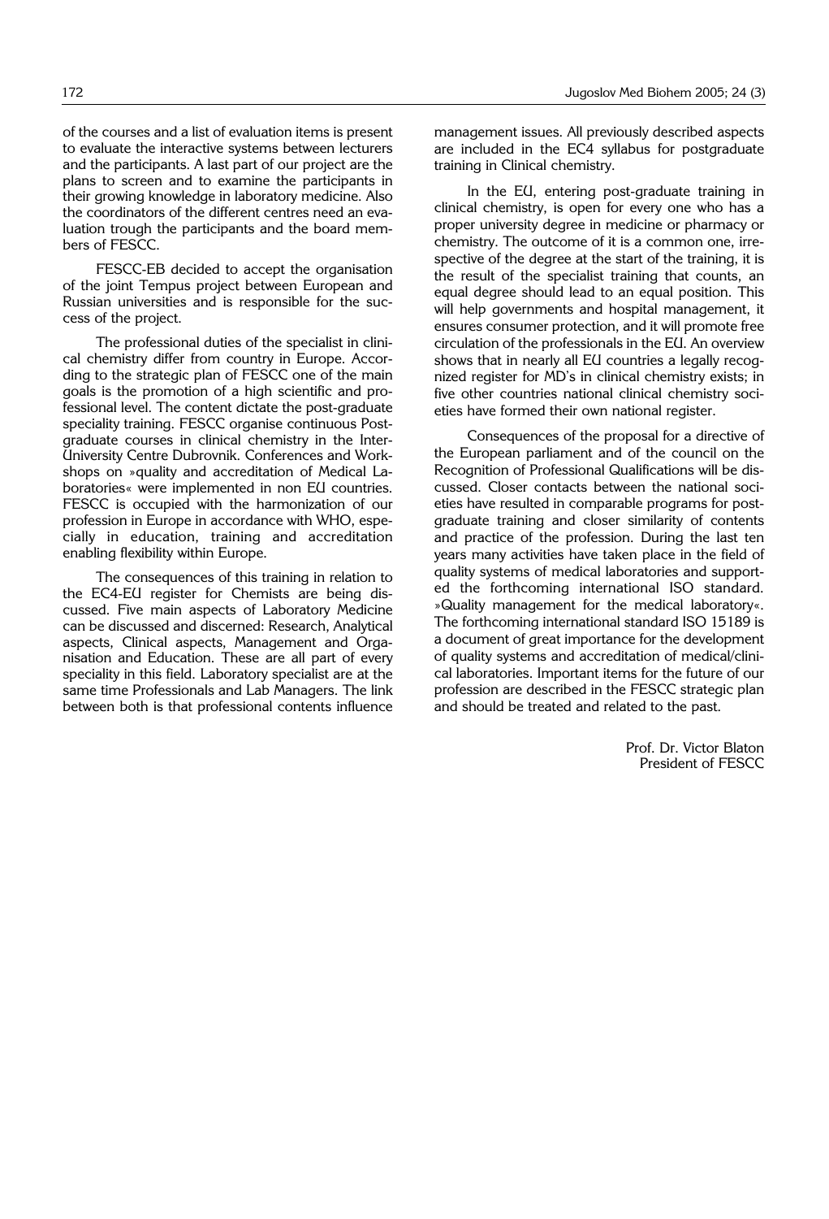of the courses and a list of evaluation items is present to evaluate the interactive systems between lecturers and the participants. A last part of our project are the plans to screen and to examine the participants in their growing knowledge in laboratory medicine. Also the coordinators of the different centres need an evaluation trough the participants and the board members of FESCC.

FESCC-EB decided to accept the organisation of the joint Tempus project between European and Russian universities and is responsible for the success of the project.

The professional duties of the specialist in clinical chemistry differ from country in Europe. According to the strategic plan of FESCC one of the main goals is the promotion of a high scientific and professional level. The content dictate the post-graduate speciality training. FESCC organise continuous Postgraduate courses in clinical chemistry in the Inter-University Centre Dubrovnik. Conferences and Workshops on »quality and accreditation of Medical Laboratories« were implemented in non EU countries. FESCC is occupied with the harmonization of our profession in Europe in accordance with WHO, especially in education, training and accreditation enabling flexibility within Europe.

The consequences of this training in relation to the EC4-EU register for Chemists are being discussed. Five main aspects of Laboratory Medicine can be discussed and discerned: Research, Analytical aspects, Clinical aspects, Management and Organisation and Education. These are all part of every speciality in this field. Laboratory specialist are at the same time Professionals and Lab Managers. The link between both is that professional contents influence management issues. All previously described aspects are included in the EC4 syllabus for postgraduate training in Clinical chemistry.

In the EU, entering post-graduate training in clinical chemistry, is open for every one who has a proper university degree in medicine or pharmacy or chemistry. The outcome of it is a common one, irrespective of the degree at the start of the training, it is the result of the specialist training that counts, an equal degree should lead to an equal position. This will help governments and hospital management, it ensures consumer protection, and it will promote free circulation of the professionals in the EU. An overview shows that in nearly all EU countries a legally recognized register for MD's in clinical chemistry exists; in five other countries national clinical chemistry societies have formed their own national register.

Consequences of the proposal for a directive of the European parliament and of the council on the Recognition of Professional Qualifications will be discussed. Closer contacts between the national societies have resulted in comparable programs for postgraduate training and closer similarity of contents and practice of the profession. During the last ten years many activities have taken place in the field of quality systems of medical laboratories and supported the forthcoming international ISO standard. »Quality management for the medical laboratory«. The forthcoming international standard ISO 15189 is a document of great importance for the development of quality systems and accreditation of medical/clinical laboratories. Important items for the future of our profession are described in the FESCC strategic plan and should be treated and related to the past.

Prof. Dr. Victor Blaton
President of FESCC